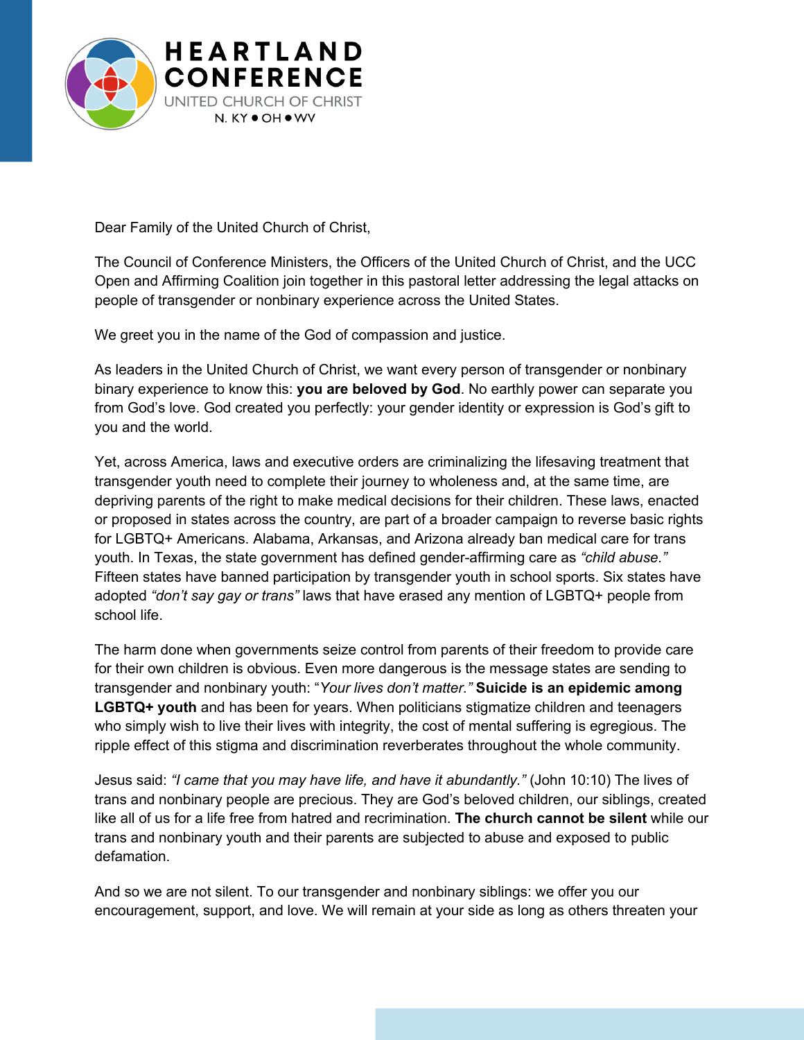**HEARTLAND CONFERENCE**
UNITED CHURCH OF CHRIST
N. KY ● OH ● WV

Dear Family of the United Church of Christ,

The Council of Conference Ministers, the Officers of the United Church of Christ, and the UCC Open and Affirming Coalition join together in this pastoral letter addressing the legal attacks on people of transgender or nonbinary experience across the United States.

We greet you in the name of the God of compassion and justice.

As leaders in the United Church of Christ, we want every person of transgender or nonbinary binary experience to know this: **you are beloved by God**. No earthly power can separate you from God's love. God created you perfectly: your gender identity or expression is God's gift to you and the world.

Yet, across America, laws and executive orders are criminalizing the lifesaving treatment that transgender youth need to complete their journey to wholeness and, at the same time, are depriving parents of the right to make medical decisions for their children. These laws, enacted or proposed in states across the country, are part of a broader campaign to reverse basic rights for LGBTQ+ Americans. Alabama, Arkansas, and Arizona already ban medical care for trans youth. In Texas, the state government has defined gender-affirming care as *"child abuse."* Fifteen states have banned participation by transgender youth in school sports. Six states have adopted *"don't say gay or trans"* laws that have erased any mention of LGBTQ+ people from school life.

The harm done when governments seize control from parents of their freedom to provide care for their own children is obvious. Even more dangerous is the message states are sending to transgender and nonbinary youth: "*Your lives don't matter."* **Suicide is an epidemic among LGBTQ+ youth** and has been for years. When politicians stigmatize children and teenagers who simply wish to live their lives with integrity, the cost of mental suffering is egregious. The ripple effect of this stigma and discrimination reverberates throughout the whole community.

Jesus said: *"I came that you may have life, and have it abundantly."* (John 10:10) The lives of trans and nonbinary people are precious. They are God's beloved children, our siblings, created like all of us for a life free from hatred and recrimination. **The church cannot be silent** while our trans and nonbinary youth and their parents are subjected to abuse and exposed to public defamation.

And so we are not silent. To our transgender and nonbinary siblings: we offer you our encouragement, support, and love. We will remain at your side as long as others threaten your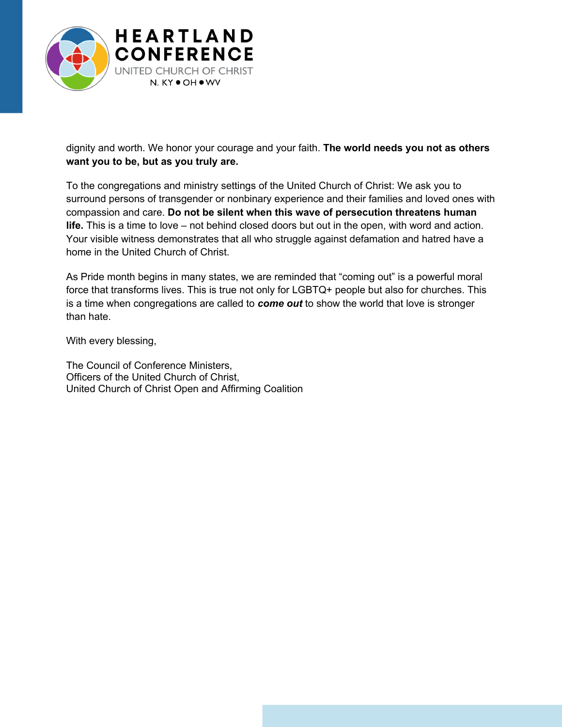dignity and worth. We honor your courage and your faith. **The world needs you not as others want you to be, but as you truly are.**

To the congregations and ministry settings of the United Church of Christ: We ask you to surround persons of transgender or nonbinary experience and their families and loved ones with compassion and care. **Do not be silent when this wave of persecution threatens human life.** This is a time to love – not behind closed doors but out in the open, with word and action. Your visible witness demonstrates that all who struggle against defamation and hatred have a home in the United Church of Christ.

As Pride month begins in many states, we are reminded that "coming out" is a powerful moral force that transforms lives. This is true not only for LGBTQ+ people but also for churches. This is a time when congregations are called to ***come out*** to show the world that love is stronger than hate.

With every blessing,

The Council of Conference Ministers,
Officers of the United Church of Christ,
United Church of Christ Open and Affirming Coalition